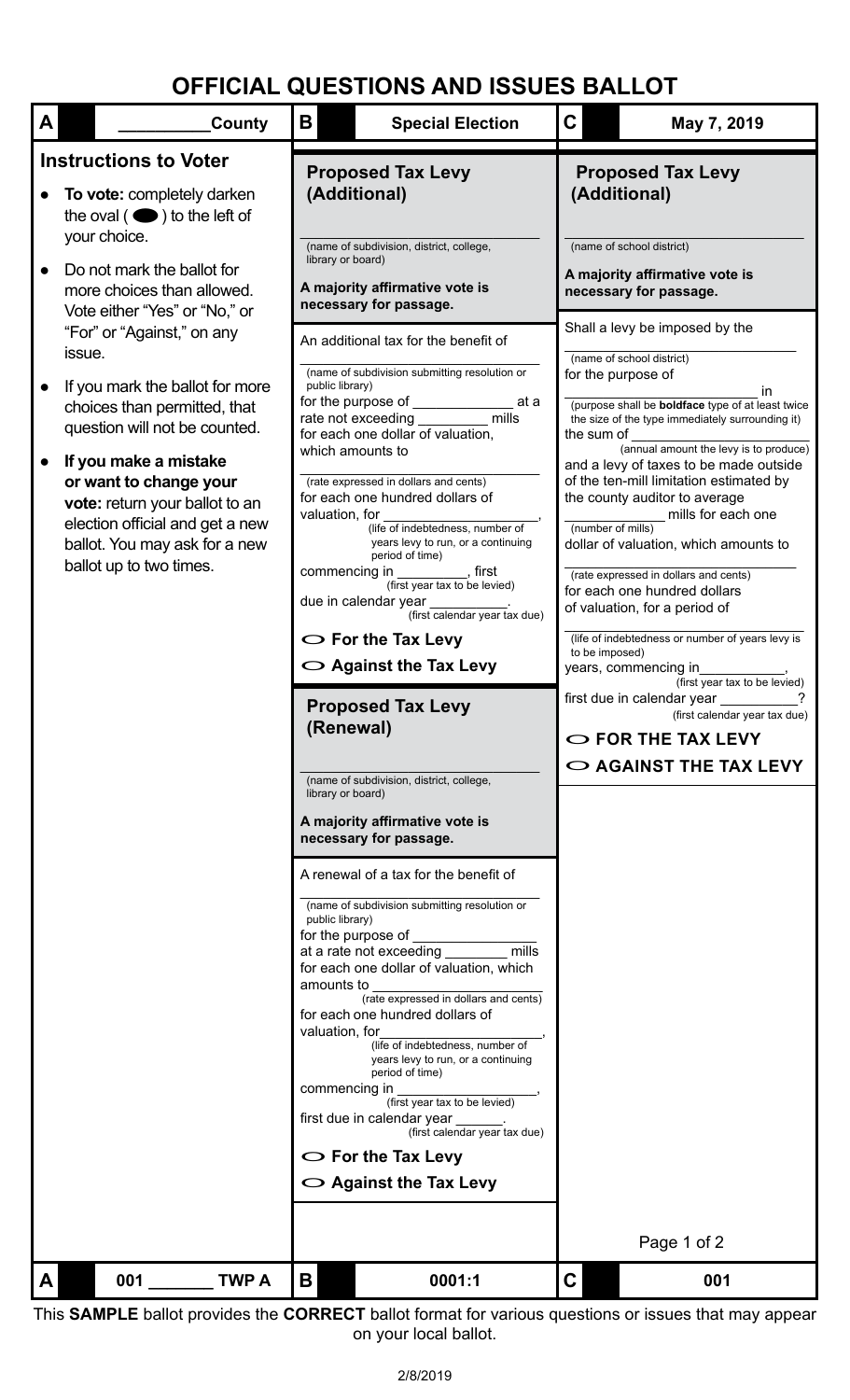# OFFICIAL QUESTIONS AND ISSUES BALLOT

| A | \_\_\_\_\_\_\_\_\_\_County | B | Special Election | C | May 7, 2019 |
|---|---|---|---|---|---|

## Instructions to Voter

- **To vote:** completely darken the oval ( ⬬ ) to the left of your choice.
- Do not mark the ballot for more choices than allowed. Vote either "Yes" or "No," or "For" or "Against," on any issue.
- If you mark the ballot for more choices than permitted, that question will not be counted.
- **If you make a mistake or want to change your vote:** return your ballot to an election official and get a new ballot. You may ask for a new ballot up to two times.

## Proposed Tax Levy (Additional)

\_\_\_\_\_\_\_\_\_\_\_\_\_\_\_\_\_\_\_\_\_\_\_\_\_\_\_\_\_\_
(name of subdivision, district, college, library or board)

**A majority affirmative vote is necessary for passage.**

An additional tax for the benefit of \_\_\_\_\_\_\_\_\_\_\_\_\_\_\_\_\_\_\_\_\_\_\_\_\_\_\_\_\_\_ (name of subdivision submitting resolution or public library) for the purpose of \_\_\_\_\_\_\_\_\_\_\_\_\_ at a rate not exceeding \_\_\_\_\_\_\_\_\_ mills for each one dollar of valuation, which amounts to \_\_\_\_\_\_\_\_\_\_\_\_\_\_\_\_\_\_\_\_\_\_\_\_\_\_\_\_\_\_ (rate expressed in dollars and cents) for each one hundred dollars of valuation, for \_\_\_\_\_\_\_\_\_\_\_\_\_\_\_\_\_\_\_\_, (life of indebtedness, number of years levy to run, or a continuing period of time) commencing in \_\_\_\_\_\_\_\_\_, (first year tax to be levied) first due in calendar year \_\_\_\_\_\_\_\_\_\_. (first calendar year tax due)

- ⬭ For the Tax Levy
- ⬭ Against the Tax Levy

## Proposed Tax Levy (Renewal)

\_\_\_\_\_\_\_\_\_\_\_\_\_\_\_\_\_\_\_\_\_\_\_\_\_\_\_\_\_\_
(name of subdivision, district, college, library or board)

**A majority affirmative vote is necessary for passage.**

A renewal of a tax for the benefit of \_\_\_\_\_\_\_\_\_\_\_\_\_\_\_\_\_\_\_\_\_\_\_\_\_\_\_\_\_\_ (name of subdivision submitting resolution or public library) for the purpose of \_\_\_\_\_\_\_\_\_\_\_\_\_\_\_\_ at a rate not exceeding \_\_\_\_\_\_\_\_ mills for each one dollar of valuation, which amounts to \_\_\_\_\_\_\_\_\_\_\_\_\_\_\_\_\_\_\_\_ (rate expressed in dollars and cents) for each one hundred dollars of valuation, for \_\_\_\_\_\_\_\_\_\_\_\_\_\_\_\_\_\_\_\_, (life of indebtedness, number of years levy to run, or a continuing period of time) commencing in \_\_\_\_\_\_\_\_\_\_\_\_\_\_\_\_\_\_, (first year tax to be levied) first due in calendar year \_\_\_\_\_\_. (first calendar year tax due)

- ⬭ For the Tax Levy
- ⬭ Against the Tax Levy

## Proposed Tax Levy (Additional)

\_\_\_\_\_\_\_\_\_\_\_\_\_\_\_\_\_\_\_\_\_\_\_\_\_\_\_\_\_\_
(name of school district)

**A majority affirmative vote is necessary for passage.**

Shall a levy be imposed by the \_\_\_\_\_\_\_\_\_\_\_\_\_\_\_\_\_\_\_\_\_\_\_\_\_\_\_\_\_\_ (name of school district) for the purpose of \_\_\_\_\_\_\_\_\_\_\_\_\_\_\_\_\_\_\_\_\_\_\_\_\_\_\_\_\_\_ (purpose shall be **boldface** type of at least twice the size of the type immediately surrounding it) in the sum of \_\_\_\_\_\_\_\_\_\_\_\_\_\_\_\_\_\_\_\_ (annual amount the levy is to produce) and a levy of taxes to be made outside of the ten-mill limitation estimated by the county auditor to average \_\_\_\_\_\_\_\_\_\_\_\_ (number of mills) mills for each one dollar of valuation, which amounts to \_\_\_\_\_\_\_\_\_\_\_\_\_\_\_\_\_\_\_\_\_\_\_\_\_\_\_\_\_\_ (rate expressed in dollars and cents) for each one hundred dollars of valuation, for a period of \_\_\_\_\_\_\_\_\_\_\_\_\_\_\_\_\_\_\_\_\_\_\_\_\_\_\_\_\_\_ (life of indebtedness or number of years levy is to be imposed) years, commencing in\_\_\_\_\_\_\_\_\_\_\_, (first year tax to be levied) first due in calendar year \_\_\_\_\_\_\_\_\_\_? (first calendar year tax due)

- ⬭ **FOR THE TAX LEVY**
- ⬭ **AGAINST THE TAX LEVY**

| A | 001 \_\_\_\_\_\_\_ TWP A | B | 0001:1 | C | 001 |
|---|---|---|---|---|---|

This **SAMPLE** ballot provides the **CORRECT** ballot format for various questions or issues that may appear on your local ballot.

2/8/2019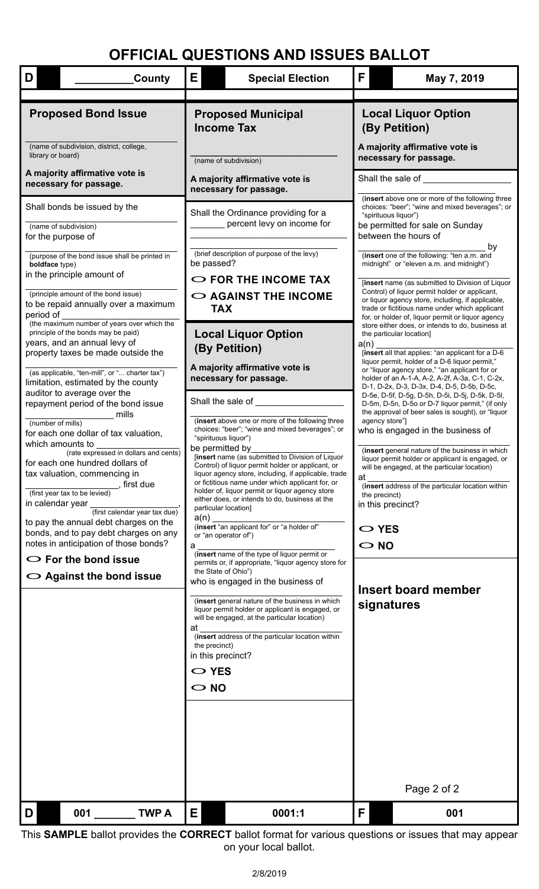# OFFICIAL QUESTIONS AND ISSUES BALLOT

| D ________County | E Special Election | F May 7, 2019 |
|---|---|---|

## Proposed Bond Issue

______________________________
(name of subdivision, district, college, library or board)

**A majority affirmative vote is necessary for passage.**

Shall bonds be issued by the
______________________________
(name of subdivision)
for the purpose of
______________________________
(purpose of the bond issue shall be printed in **boldface** type)
in the principle amount of
______________________________
(principle amount of the bond issue)
to be repaid annually over a maximum period of ______________
(the maximum number of years over which the principle of the bonds may be paid)
years, and an annual levy of property taxes be made outside the
______________________________
(as applicable, "ten-mill", or "... charter tax")
limitation, estimated by the county auditor to average over the repayment period of the bond issue ______________ mills
(number of mills)
for each one dollar of tax valuation, which amounts to ______________
(rate expressed in dollars and cents)
for each one hundred dollars of tax valuation, commencing in ______________, first due
(first year tax to be levied)
in calendar year ______________,
(first calendar year tax due)
to pay the annual debt charges on the bonds, and to pay debt charges on any notes in anticipation of those bonds?

- ○ **For the bond issue**
- ○ **Against the bond issue**

## Proposed Municipal Income Tax

______________________________
(name of subdivision)

**A majority affirmative vote is necessary for passage.**

Shall the Ordinance providing for a _______ percent levy on income for
______________________________
(brief description of purpose of the levy)
be passed?

- ○ **FOR THE INCOME TAX**
- ○ **AGAINST THE INCOME TAX**

## Local Liquor Option (By Petition)

**A majority affirmative vote is necessary for passage.**

Shall the sale of ______________
______________________________
(**insert** above one or more of the following three choices: "beer"; "wine and mixed beverages"; or "spirituous liquor")
be permitted by______________
[**insert** name (as submitted to Division of Liquor Control) of liquor permit holder or applicant, or liquor agency store, including, if applicable, trade or fictitious name under which applicant for, or holder of, liquor permit or liquor agency store either does, or intends to do, business at the particular location]
a(n) ______________
(**insert** "an applicant for" or "a holder of" or "an operator of")
a ______________
(**insert** name of the type of liquor permit or permits or, if appropriate, "liquor agency store for the State of Ohio")
who is engaged in the business of
______________________________
(**insert** general nature of the business in which liquor permit holder or applicant is engaged, or will be engaged, at the particular location)
at ______________
(**insert** address of the particular location within the precinct)
in this precinct?

- ○ **YES**
- ○ **NO**

## Local Liquor Option (By Petition)

**A majority affirmative vote is necessary for passage.**

Shall the sale of ______________
______________________________
(**insert** above one or more of the following three choices: "beer"; "wine and mixed beverages"; or "spirituous liquor")
be permitted for sale on Sunday between the hours of
______________________________ by
(**insert** one of the following: "ten a.m. and midnight" or "eleven a.m. and midnight")
______________________________
[**insert** name (as submitted to Division of Liquor Control) of liquor permit holder or applicant, or liquor agency store, including, if applicable, trade or fictitious name under which applicant for, or holder of, liquor permit or liquor agency store either does, or intends to do, business at the particular location]
a(n) ______________
[**insert** all that applies: "an applicant for a D-6 liquor permit, holder of a D-6 liquor permit," or "liquor agency store," "an applicant for or holder of an A-1-A, A-2, A-2f, A-3a, C-1, C-2x, D-1, D-2x, D-3, D-3x, D-4, D-5, D-5b, D-5c, D-5e, D-5f, D-5g, D-5h, D-5i, D-5j, D-5k, D-5l, D-5m, D-5n, D-5o or D-7 liquor permit," (if only the approval of beer sales is sought), or "liquor agency store"]
who is engaged in the business of
______________________________
(**insert** general nature of the business in which liquor permit holder or applicant is engaged, or will be engaged, at the particular location)
at ______________
(**insert** address of the particular location within the precinct)
in this precinct?

- ○ **YES**
- ○ **NO**

**Insert board member signatures**

| D 001 _______ TWP A | E 0001:1 | F 001 |
|---|---|---|

This **SAMPLE** ballot provides the **CORRECT** ballot format for various questions or issues that may appear on your local ballot.

2/8/2019